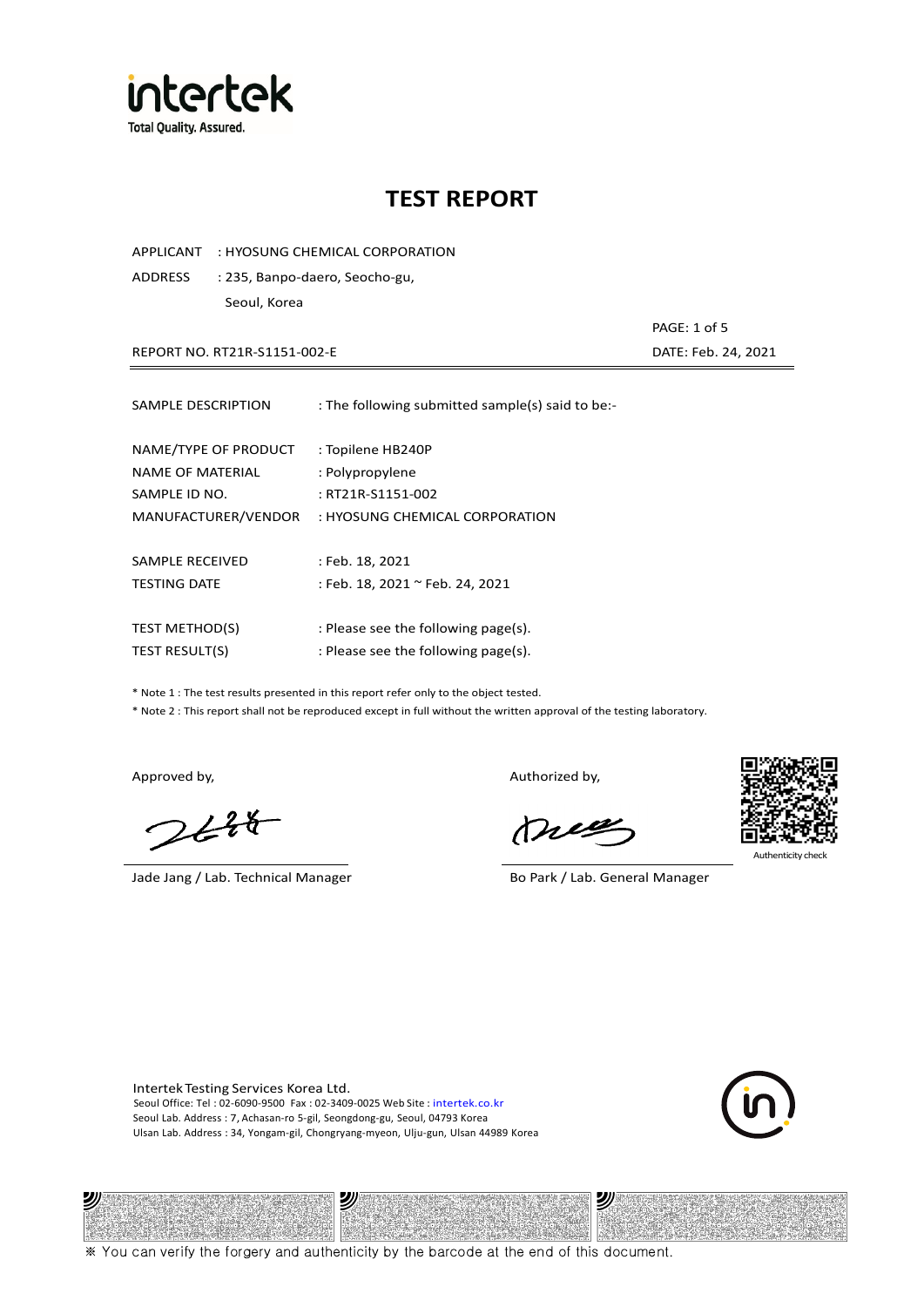intertek
Total Quality. Assured.

# TEST REPORT

APPLICANT : HYOSUNG CHEMICAL CORPORATION

ADDRESS : 235, Banpo-daero, Seocho-gu,
Seoul, Korea

REPORT NO. RT21R-S1151-002-E

DATE: Feb. 24, 2021

---

| | |
|---|---|
| SAMPLE DESCRIPTION | : The following submitted sample(s) said to be:- |
| NAME/TYPE OF PRODUCT | : Topilene HB240P |
| NAME OF MATERIAL | : Polypropylene |
| SAMPLE ID NO. | : RT21R-S1151-002 |
| MANUFACTURER/VENDOR | : HYOSUNG CHEMICAL CORPORATION |
| SAMPLE RECEIVED | : Feb. 18, 2021 |
| TESTING DATE | : Feb. 18, 2021 ~ Feb. 24, 2021 |
| TEST METHOD(S) | : Please see the following page(s). |
| TEST RESULT(S) | : Please see the following page(s). |

* Note 1 : The test results presented in this report refer only to the object tested.

* Note 2 : This report shall not be reproduced except in full without the written approval of the testing laboratory.

Approved by,

Jade Jang / Lab. Technical Manager

Authorized by,

Bo Park / Lab. General Manager

Authenticity check

Intertek Testing Services Korea Ltd.
Seoul Office: Tel : 02-6090-9500 Fax : 02-3409-0025 Web Site : intertek.co.kr
Seoul Lab. Address : 7, Achasan-ro 5-gil, Seongdong-gu, Seoul, 04793 Korea
Ulsan Lab. Address : 34, Yongam-gil, Chongryang-myeon, Ulju-gun, Ulsan 44989 Korea

※ You can verify the forgery and authenticity by the barcode at the end of this document.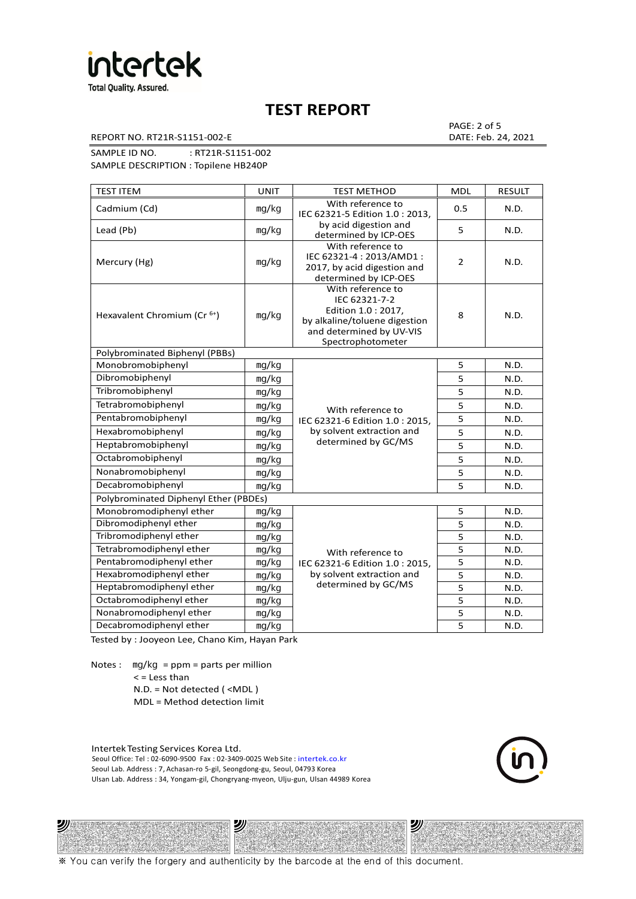# TEST REPORT

REPORT NO. RT21R-S1151-002-E

DATE: Feb. 24, 2021

SAMPLE ID NO. : RT21R-S1151-002

SAMPLE DESCRIPTION : Topilene HB240P

| TEST ITEM | UNIT | TEST METHOD | MDL | RESULT |
|---|---|---|---|---|
| Cadmium (Cd) | mg/kg | With reference to IEC 62321-5 Edition 1.0 : 2013, by acid digestion and determined by ICP-OES | 0.5 | N.D. |
| Lead (Pb) | mg/kg | | 5 | N.D. |
| Mercury (Hg) | mg/kg | With reference to IEC 62321-4 : 2013/AMD1 : 2017, by acid digestion and determined by ICP-OES | 2 | N.D. |
| Hexavalent Chromium ($Cr^{6+}$) | mg/kg | With reference to IEC 62321-7-2 Edition 1.0 : 2017, by alkaline/toluene digestion and determined by UV-VIS Spectrophotometer | 8 | N.D. |
| Polybrominated Biphenyl (PBBs) | | | | |
| Monobromobiphenyl | mg/kg | With reference to IEC 62321-6 Edition 1.0 : 2015, by solvent extraction and determined by GC/MS | 5 | N.D. |
| Dibromobiphenyl | mg/kg | | 5 | N.D. |
| Tribromobiphenyl | mg/kg | | 5 | N.D. |
| Tetrabromobiphenyl | mg/kg | | 5 | N.D. |
| Pentabromobiphenyl | mg/kg | | 5 | N.D. |
| Hexabromobiphenyl | mg/kg | | 5 | N.D. |
| Heptabromobiphenyl | mg/kg | | 5 | N.D. |
| Octabromobiphenyl | mg/kg | | 5 | N.D. |
| Nonabromobiphenyl | mg/kg | | 5 | N.D. |
| Decabromobiphenyl | mg/kg | | 5 | N.D. |
| Polybrominated Diphenyl Ether (PBDEs) | | | | |
| Monobromodiphenyl ether | mg/kg | With reference to IEC 62321-6 Edition 1.0 : 2015, by solvent extraction and determined by GC/MS | 5 | N.D. |
| Dibromodiphenyl ether | mg/kg | | 5 | N.D. |
| Tribromodiphenyl ether | mg/kg | | 5 | N.D. |
| Tetrabromodiphenyl ether | mg/kg | | 5 | N.D. |
| Pentabromodiphenyl ether | mg/kg | | 5 | N.D. |
| Hexabromodiphenyl ether | mg/kg | | 5 | N.D. |
| Heptabromodiphenyl ether | mg/kg | | 5 | N.D. |
| Octabromodiphenyl ether | mg/kg | | 5 | N.D. |
| Nonabromodiphenyl ether | mg/kg | | 5 | N.D. |
| Decabromodiphenyl ether | mg/kg | | 5 | N.D. |

Tested by : Jooyeon Lee, Chano Kim, Hayan Park

Notes : mg/kg = ppm = parts per million
< = Less than
N.D. = Not detected ( <MDL )
MDL = Method detection limit

Intertek Testing Services Korea Ltd.
Seoul Office: Tel : 02-6090-9500 Fax : 02-3409-0025 Web Site : intertek.co.kr
Seoul Lab. Address : 7, Achasan-ro 5-gil, Seongdong-gu, Seoul, 04793 Korea
Ulsan Lab. Address : 34, Yongam-gil, Chongryang-myeon, Ulju-gun, Ulsan 44989 Korea

※ You can verify the forgery and authenticity by the barcode at the end of this document.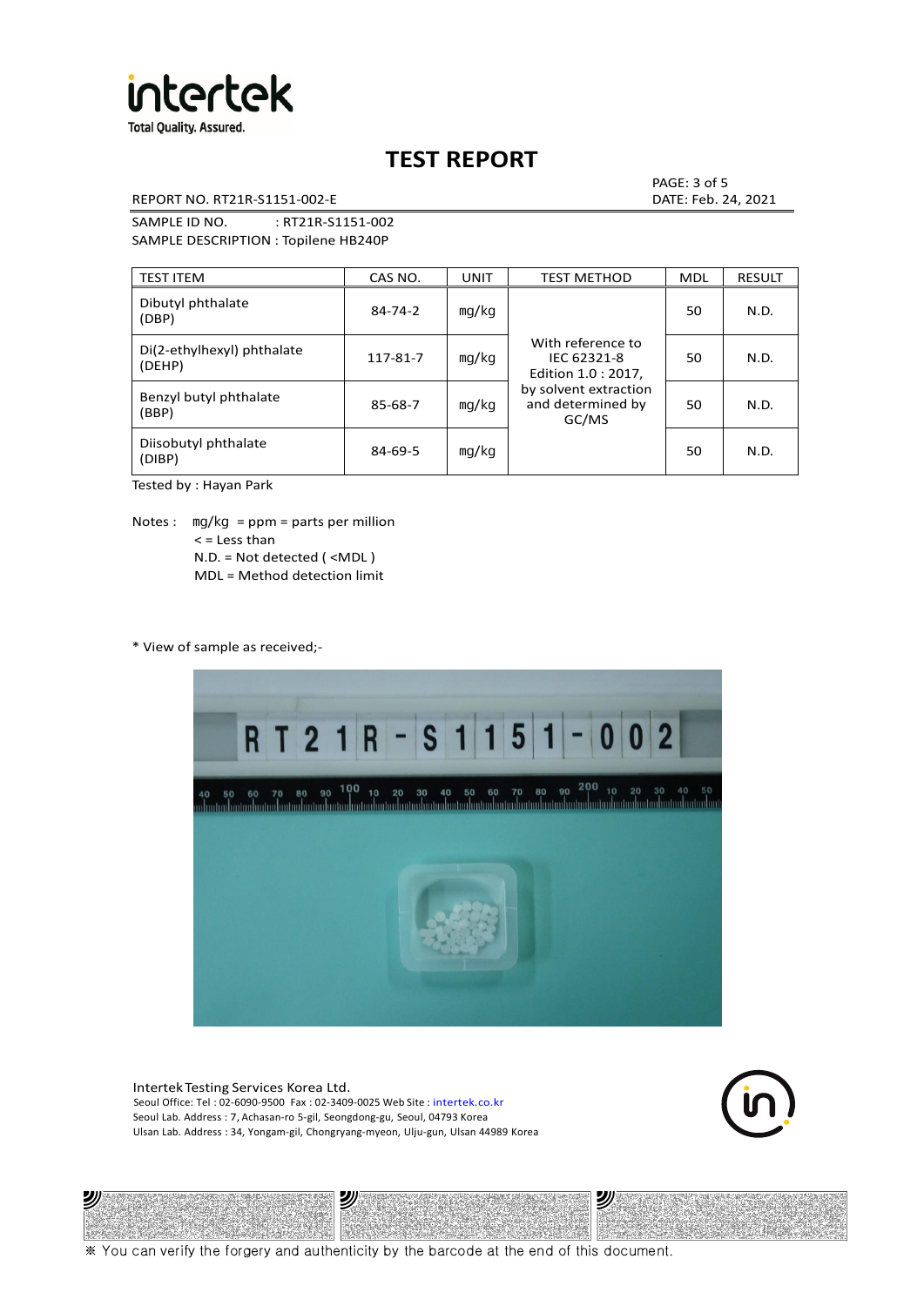# TEST REPORT

REPORT NO. RT21R-S1151-002-E

DATE: Feb. 24, 2021

SAMPLE ID NO. : RT21R-S1151-002

SAMPLE DESCRIPTION : Topilene HB240P

| TEST ITEM | CAS NO. | UNIT | TEST METHOD | MDL | RESULT |
|---|---|---|---|---|---|
| Dibutyl phthalate (DBP) | 84-74-2 | mg/kg | With reference to IEC 62321-8 Edition 1.0 : 2017, by solvent extraction and determined by GC/MS | 50 | N.D. |
| Di(2-ethylhexyl) phthalate (DEHP) | 117-81-7 | mg/kg | | 50 | N.D. |
| Benzyl butyl phthalate (BBP) | 85-68-7 | mg/kg | | 50 | N.D. |
| Diisobutyl phthalate (DIBP) | 84-69-5 | mg/kg | | 50 | N.D. |

Tested by : Hayan Park

Notes : mg/kg = ppm = parts per million
< = Less than
N.D. = Not detected ( <MDL )
MDL = Method detection limit

* View of sample as received;-

Intertek Testing Services Korea Ltd.
Seoul Office: Tel : 02-6090-9500 Fax : 02-3409-0025 Web Site : intertek.co.kr
Seoul Lab. Address : 7, Achasan-ro 5-gil, Seongdong-gu, Seoul, 04793 Korea
Ulsan Lab. Address : 34, Yongam-gil, Chongryang-myeon, Ulju-gun, Ulsan 44989 Korea

※ You can verify the forgery and authenticity by the barcode at the end of this document.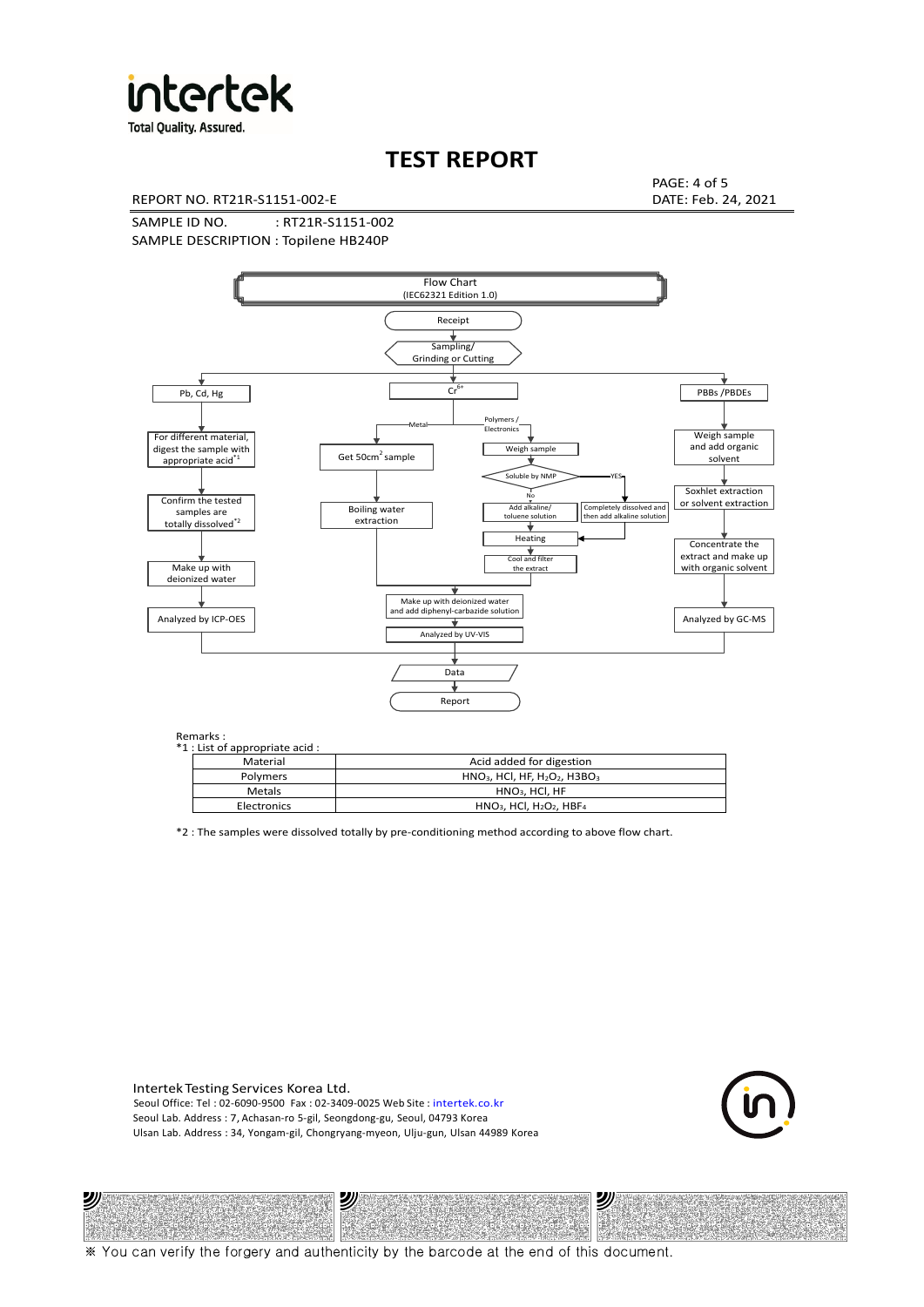# TEST REPORT

REPORT NO. RT21R-S1151-002-E

DATE: Feb. 24, 2021

SAMPLE ID NO. : RT21R-S1151-002

SAMPLE DESCRIPTION : Topilene HB240P

Flow Chart (IEC62321 Edition 1.0)

Receipt → Sampling/ Grinding or Cutting

**Pb, Cd, Hg**
- For different material, digest the sample with appropriate acid*1
- Confirm the tested samples are totally dissolved*2
- Make up with deionized water
- Analyzed by ICP-OES

**$Cr^{6+}$**
- Metal: Get 50cm$^2$ sample → Boiling water extraction
- Polymers / Electronics: Weigh sample → Soluble by NMP
  - No: Add alkaline/ toluene solution → Heating
  - YES: Completely dissolved and then add alkaline solution → Heating
  - Cool and filter the extract
- Make up with deionized water and add diphenyl-carbazide solution
- Analyzed by UV-VIS

**PBBs /PBDEs**
- Weigh sample and add organic solvent
- Soxhlet extraction or solvent extraction
- Concentrate the extract and make up with organic solvent
- Analyzed by GC-MS

Data → Report

Remarks :

*1 : List of appropriate acid :

| Material | Acid added for digestion |
|---|---|
| Polymers | $HNO_3$, HCl, HF, $H_2O_2$, $H3BO_3$ |
| Metals | $HNO_3$, HCl, HF |
| Electronics | $HNO_3$, HCl, $H_2O_2$, $HBF_4$ |

*2 : The samples were dissolved totally by pre-conditioning method according to above flow chart.

Intertek Testing Services Korea Ltd.
Seoul Office: Tel : 02-6090-9500 Fax : 02-3409-0025 Web Site : intertek.co.kr
Seoul Lab. Address : 7, Achasan-ro 5-gil, Seongdong-gu, Seoul, 04793 Korea
Ulsan Lab. Address : 34, Yongam-gil, Chongryang-myeon, Ulju-gun, Ulsan 44989 Korea

※ You can verify the forgery and authenticity by the barcode at the end of this document.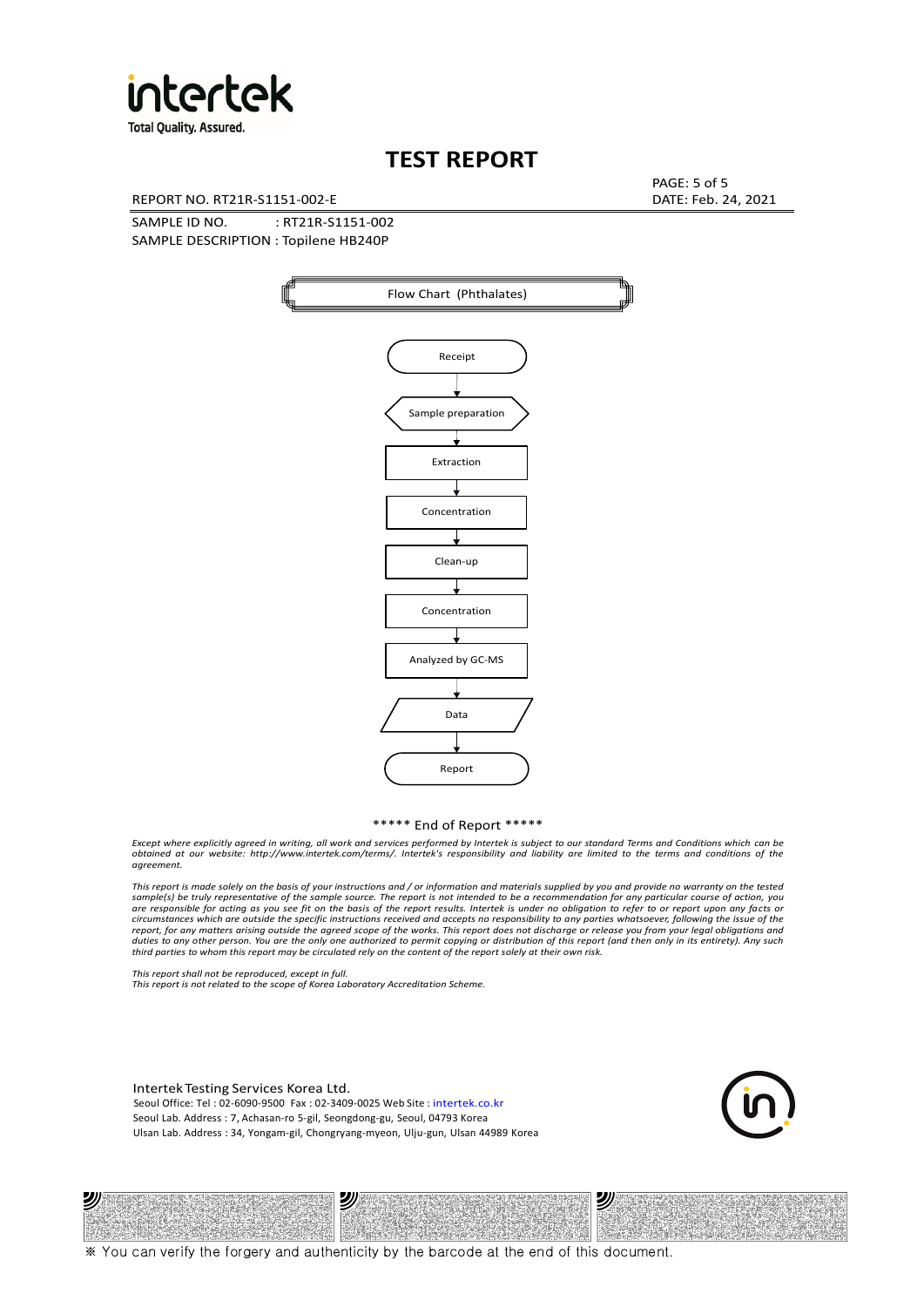# TEST REPORT

REPORT NO. RT21R-S1151-002-E

DATE: Feb. 24, 2021

SAMPLE ID NO. : RT21R-S1151-002

SAMPLE DESCRIPTION : Topilene HB240P

Flow Chart (Phthalates)

Receipt

Sample preparation

Extraction

Concentration

Clean-up

Concentration

Analyzed by GC-MS

Data

Report

***** End of Report *****

*Except where explicitly agreed in writing, all work and services performed by Intertek is subject to our standard Terms and Conditions which can be obtained at our website: http://www.intertek.com/terms/. Intertek's responsibility and liability are limited to the terms and conditions of the agreement.*

*This report is made solely on the basis of your instructions and / or information and materials supplied by you and provide no warranty on the tested sample(s) be truly representative of the sample source. The report is not intended to be a recommendation for any particular course of action, you are responsible for acting as you see fit on the basis of the report results. Intertek is under no obligation to refer to or report upon any facts or circumstances which are outside the specific instructions received and accepts no responsibility to any parties whatsoever, following the issue of the report, for any matters arising outside the agreed scope of the works. This report does not discharge or release you from your legal obligations and duties to any other person. You are the only one authorized to permit copying or distribution of this report (and then only in its entirety). Any such third parties to whom this report may be circulated rely on the content of the report solely at their own risk.*

*This report shall not be reproduced, except in full.*
*This report is not related to the scope of Korea Laboratory Accreditation Scheme.*

Intertek Testing Services Korea Ltd.
Seoul Office: Tel : 02-6090-9500 Fax : 02-3409-0025 Web Site : intertek.co.kr
Seoul Lab. Address : 7, Achasan-ro 5-gil, Seongdong-gu, Seoul, 04793 Korea
Ulsan Lab. Address : 34, Yongam-gil, Chongryang-myeon, Ulju-gun, Ulsan 44989 Korea

※ You can verify the forgery and authenticity by the barcode at the end of this document.